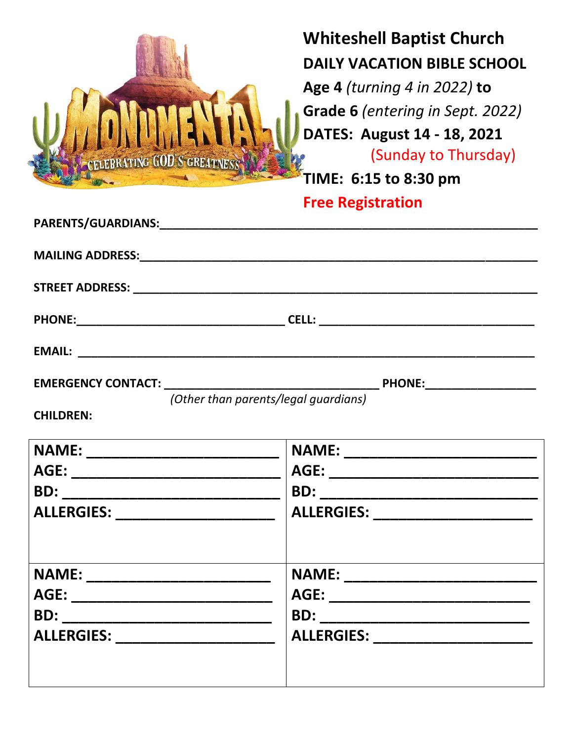MONUMENTAL

CELEBRATING GOD'S GREATNESS

# Whiteshell Baptist Church

## DAILY VACATION BIBLE SCHOOL

**Age 4** *(turning 4 in 2022)* **to**

**Grade 6** *(entering in Sept. 2022)*

**DATES: August 14 - 18, 2021**

(Sunday to Thursday)

**TIME: 6:15 to 8:30 pm**

**Free Registration**

**PARENTS/GUARDIANS:**_______________________________________________

**MAILING ADDRESS:**_______________________________________________

**STREET ADDRESS:** _______________________________________________

**PHONE:**_________________________ **CELL:** _________________________

**EMAIL:** _______________________________________________

**EMERGENCY CONTACT:** _________________________ **PHONE:**_______________

*(Other than parents/legal guardians)*

**CHILDREN:**

| | |
|---|---|
| **NAME:** _____________________<br>**AGE:** _____________________<br>**BD:** _____________________<br>**ALLERGIES:** _______________ | **NAME:** _____________________<br>**AGE:** _____________________<br>**BD:** _____________________<br>**ALLERGIES:** _______________ |
| **NAME:** _____________________<br>**AGE:** _____________________<br>**BD:** _____________________<br>**ALLERGIES:** _______________ | **NAME:** _____________________<br>**AGE:** _____________________<br>**BD:** _____________________<br>**ALLERGIES:** _______________ |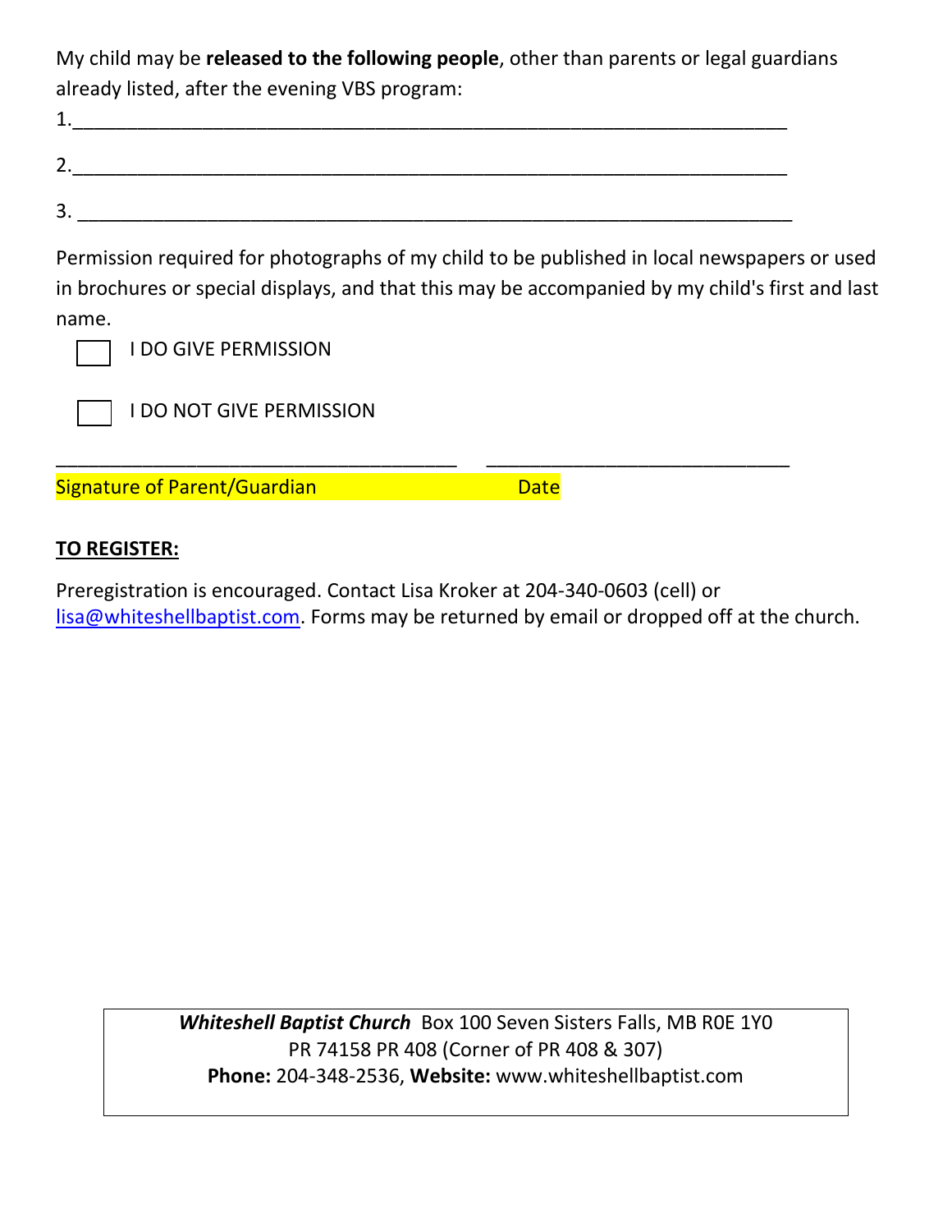My child may be **released to the following people**, other than parents or legal guardians already listed, after the evening VBS program:

1.\_\_\_\_\_\_\_\_\_\_\_\_\_\_\_\_\_\_\_\_\_\_\_\_\_\_\_\_\_\_\_\_\_\_\_\_\_\_\_\_\_\_\_\_\_\_\_\_\_\_\_\_\_\_\_\_\_\_\_\_\_\_\_\_\_\_\_\_\_\_

2.\_\_\_\_\_\_\_\_\_\_\_\_\_\_\_\_\_\_\_\_\_\_\_\_\_\_\_\_\_\_\_\_\_\_\_\_\_\_\_\_\_\_\_\_\_\_\_\_\_\_\_\_\_\_\_\_\_\_\_\_\_\_\_\_\_\_\_\_\_\_

3. \_\_\_\_\_\_\_\_\_\_\_\_\_\_\_\_\_\_\_\_\_\_\_\_\_\_\_\_\_\_\_\_\_\_\_\_\_\_\_\_\_\_\_\_\_\_\_\_\_\_\_\_\_\_\_\_\_\_\_\_\_\_\_\_\_\_\_\_\_\_

Permission required for photographs of my child to be published in local newspapers or used in brochures or special displays, and that this may be accompanied by my child's first and last name.

☐ I DO GIVE PERMISSION

☐ I DO NOT GIVE PERMISSION

\_\_\_\_\_\_\_\_\_\_\_\_\_\_\_\_\_\_\_\_\_\_\_\_\_\_\_\_\_\_\_\_\_\_\_\_\_\_\_\_ \_\_\_\_\_\_\_\_\_\_\_\_\_\_\_\_\_\_\_\_\_\_\_\_\_\_\_\_\_\_\_

Signature of Parent/Guardian Date

**TO REGISTER:**

Preregistration is encouraged. Contact Lisa Kroker at 204-340-0603 (cell) or lisa@whiteshellbaptist.com. Forms may be returned by email or dropped off at the church.

***Whiteshell Baptist Church*** Box 100 Seven Sisters Falls, MB R0E 1Y0
PR 74158 PR 408 (Corner of PR 408 & 307)
**Phone:** 204-348-2536, **Website:** www.whiteshellbaptist.com